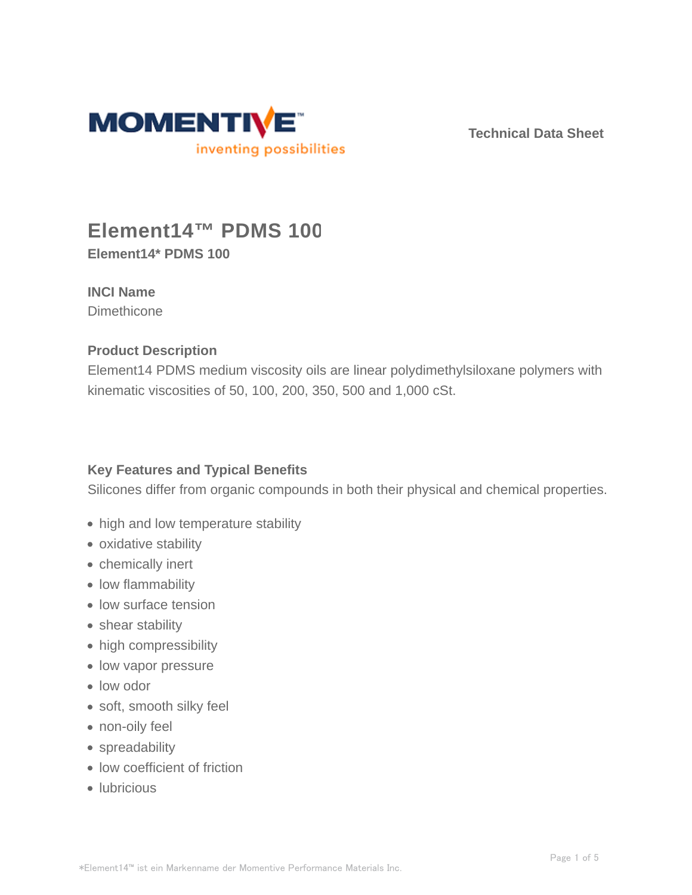MOMENTIVE™
inventing possibilities

Technical Data Sheet

# Element14™ PDMS 100

**Element14* PDMS 100**

### INCI Name

Dimethicone

### Product Description

Element14 PDMS medium viscosity oils are linear polydimethylsiloxane polymers with kinematic viscosities of 50, 100, 200, 350, 500 and 1,000 cSt.

### Key Features and Typical Benefits

Silicones differ from organic compounds in both their physical and chemical properties.

- high and low temperature stability
- oxidative stability
- chemically inert
- low flammability
- low surface tension
- shear stability
- high compressibility
- low vapor pressure
- low odor
- soft, smooth silky feel
- non-oily feel
- spreadability
- low coefficient of friction
- lubricious

*Element14™ ist ein Markenname der Momentive Performance Materials Inc.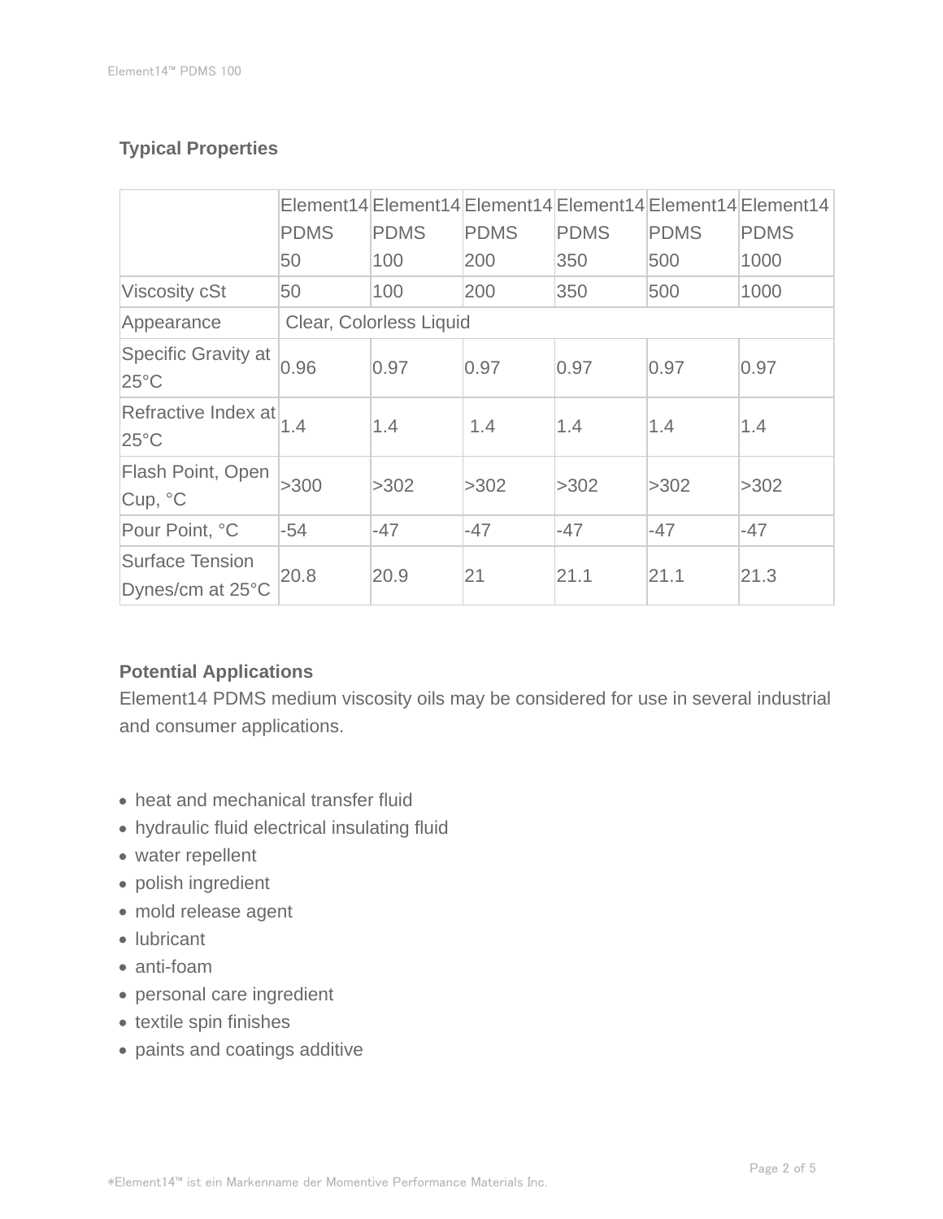## Typical Properties

| | Element14 PDMS 50 | Element14 PDMS 100 | Element14 PDMS 200 | Element14 PDMS 350 | Element14 PDMS 500 | Element14 PDMS 1000 |
|---|---|---|---|---|---|---|
| Viscosity cSt | 50 | 100 | 200 | 350 | 500 | 1000 |
| Appearance | Clear, Colorless Liquid | | | | | |
| Specific Gravity at 25°C | 0.96 | 0.97 | 0.97 | 0.97 | 0.97 | 0.97 |
| Refractive Index at 25°C | 1.4 | 1.4 | 1.4 | 1.4 | 1.4 | 1.4 |
| Flash Point, Open Cup, °C | >300 | >302 | >302 | >302 | >302 | >302 |
| Pour Point, °C | -54 | -47 | -47 | -47 | -47 | -47 |
| Surface Tension Dynes/cm at 25°C | 20.8 | 20.9 | 21 | 21.1 | 21.1 | 21.3 |

## Potential Applications

Element14 PDMS medium viscosity oils may be considered for use in several industrial and consumer applications.

- heat and mechanical transfer fluid
- hydraulic fluid electrical insulating fluid
- water repellent
- polish ingredient
- mold release agent
- lubricant
- anti-foam
- personal care ingredient
- textile spin finishes
- paints and coatings additive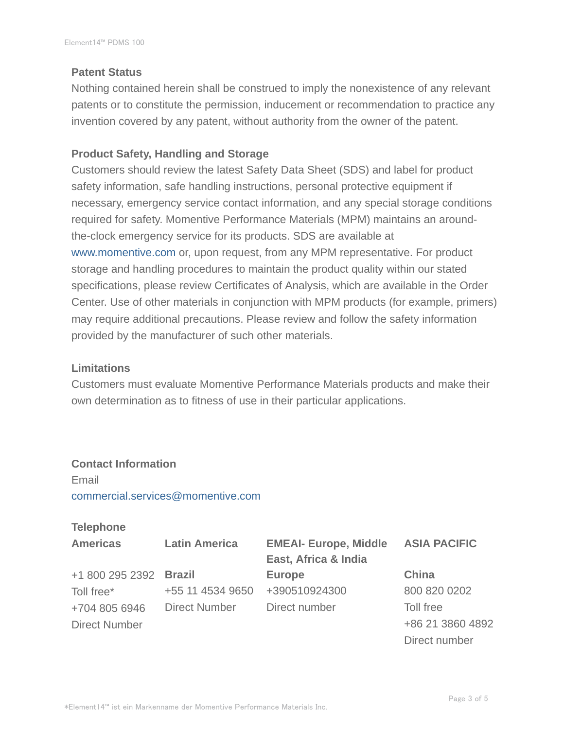## Patent Status

Nothing contained herein shall be construed to imply the nonexistence of any relevant patents or to constitute the permission, inducement or recommendation to practice any invention covered by any patent, without authority from the owner of the patent.

## Product Safety, Handling and Storage

Customers should review the latest Safety Data Sheet (SDS) and label for product safety information, safe handling instructions, personal protective equipment if necessary, emergency service contact information, and any special storage conditions required for safety. Momentive Performance Materials (MPM) maintains an around-the-clock emergency service for its products. SDS are available at www.momentive.com or, upon request, from any MPM representative. For product storage and handling procedures to maintain the product quality within our stated specifications, please review Certificates of Analysis, which are available in the Order Center. Use of other materials in conjunction with MPM products (for example, primers) may require additional precautions. Please review and follow the safety information provided by the manufacturer of such other materials.

## Limitations

Customers must evaluate Momentive Performance Materials products and make their own determination as to fitness of use in their particular applications.

## Contact Information

Email
commercial.services@momentive.com

**Telephone**

| Americas | Latin America | EMEAI- Europe, Middle East, Africa & India | ASIA PACIFIC |
|---|---|---|---|
| +1 800 295 2392 | **Brazil** | **Europe** | **China** |
| Toll free* | +55 11 4534 9650 | +390510924300 | 800 820 0202 |
| +704 805 6946 | Direct Number | Direct number | Toll free |
| Direct Number | | | +86 21 3860 4892 |
| | | | Direct number |

*Element14™ ist ein Markenname der Momentive Performance Materials Inc.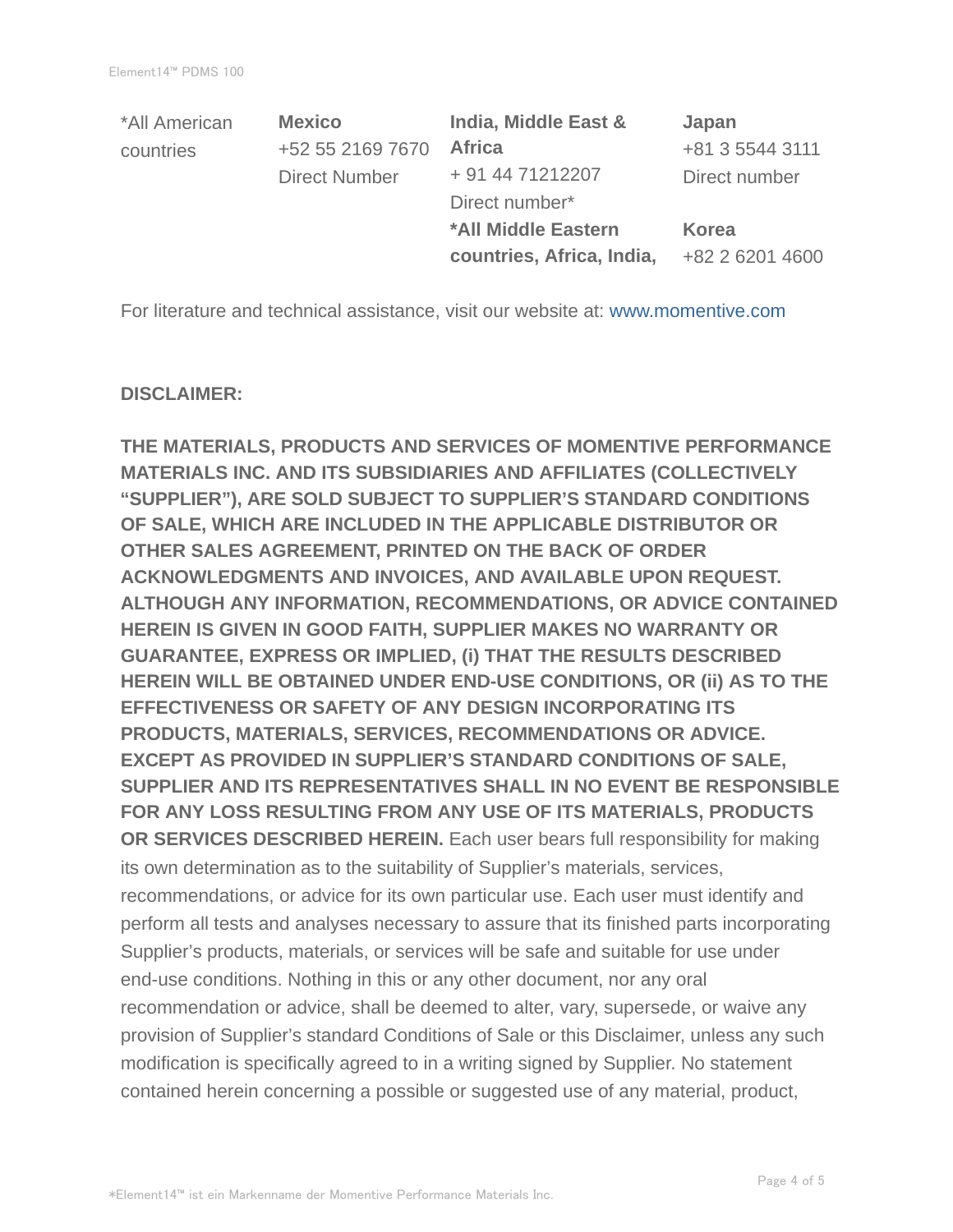| *All American countries | **Mexico**<br>+52 55 2169 7670<br>Direct Number | **India, Middle East & Africa**<br>+ 91 44 71212207<br>Direct number* | **Japan**<br>+81 3 5544 3111<br>Direct number |
| --- | --- | --- | --- |
| | | ***All Middle Eastern countries, Africa, India,** | **Korea**<br>+82 2 6201 4600 |

For literature and technical assistance, visit our website at: www.momentive.com

**DISCLAIMER:**

**THE MATERIALS, PRODUCTS AND SERVICES OF MOMENTIVE PERFORMANCE MATERIALS INC. AND ITS SUBSIDIARIES AND AFFILIATES (COLLECTIVELY “SUPPLIER”), ARE SOLD SUBJECT TO SUPPLIER’S STANDARD CONDITIONS OF SALE, WHICH ARE INCLUDED IN THE APPLICABLE DISTRIBUTOR OR OTHER SALES AGREEMENT, PRINTED ON THE BACK OF ORDER ACKNOWLEDGMENTS AND INVOICES, AND AVAILABLE UPON REQUEST. ALTHOUGH ANY INFORMATION, RECOMMENDATIONS, OR ADVICE CONTAINED HEREIN IS GIVEN IN GOOD FAITH, SUPPLIER MAKES NO WARRANTY OR GUARANTEE, EXPRESS OR IMPLIED, (i) THAT THE RESULTS DESCRIBED HEREIN WILL BE OBTAINED UNDER END-USE CONDITIONS, OR (ii) AS TO THE EFFECTIVENESS OR SAFETY OF ANY DESIGN INCORPORATING ITS PRODUCTS, MATERIALS, SERVICES, RECOMMENDATIONS OR ADVICE. EXCEPT AS PROVIDED IN SUPPLIER’S STANDARD CONDITIONS OF SALE, SUPPLIER AND ITS REPRESENTATIVES SHALL IN NO EVENT BE RESPONSIBLE FOR ANY LOSS RESULTING FROM ANY USE OF ITS MATERIALS, PRODUCTS OR SERVICES DESCRIBED HEREIN.** Each user bears full responsibility for making its own determination as to the suitability of Supplier’s materials, services, recommendations, or advice for its own particular use. Each user must identify and perform all tests and analyses necessary to assure that its finished parts incorporating Supplier’s products, materials, or services will be safe and suitable for use under end-use conditions. Nothing in this or any other document, nor any oral recommendation or advice, shall be deemed to alter, vary, supersede, or waive any provision of Supplier’s standard Conditions of Sale or this Disclaimer, unless any such modification is specifically agreed to in a writing signed by Supplier. No statement contained herein concerning a possible or suggested use of any material, product,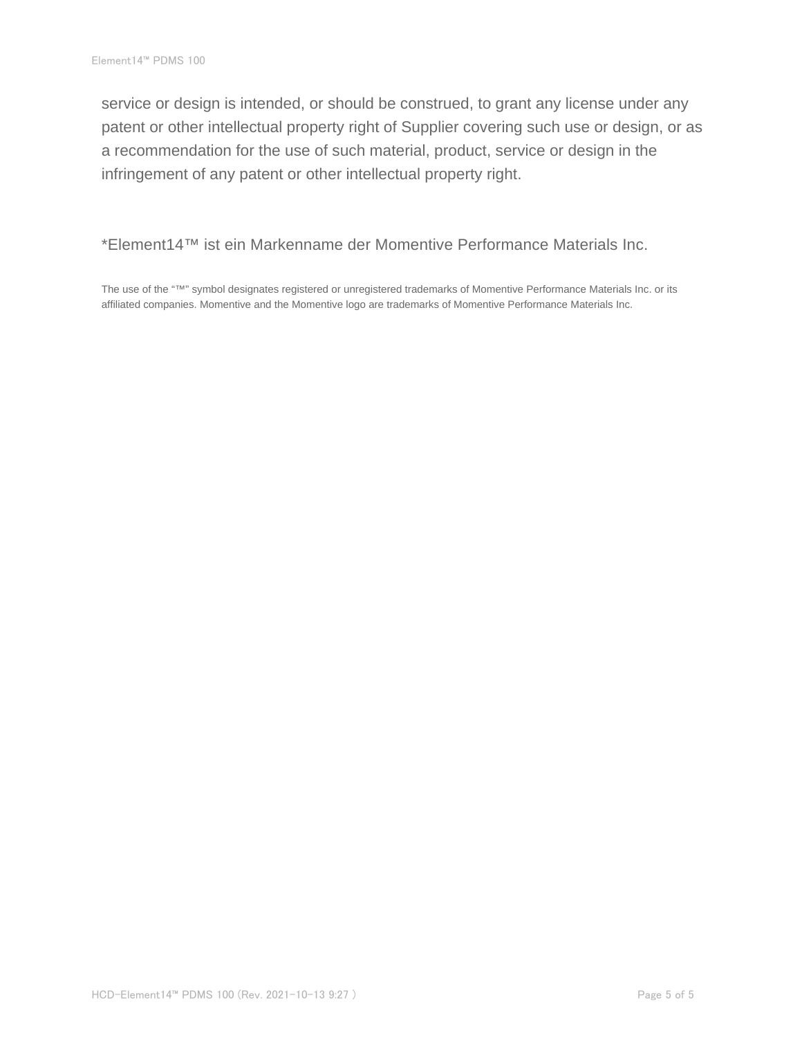service or design is intended, or should be construed, to grant any license under any patent or other intellectual property right of Supplier covering such use or design, or as a recommendation for the use of such material, product, service or design in the infringement of any patent or other intellectual property right.

*Element14™ ist ein Markenname der Momentive Performance Materials Inc.

The use of the "™" symbol designates registered or unregistered trademarks of Momentive Performance Materials Inc. or its affiliated companies. Momentive and the Momentive logo are trademarks of Momentive Performance Materials Inc.